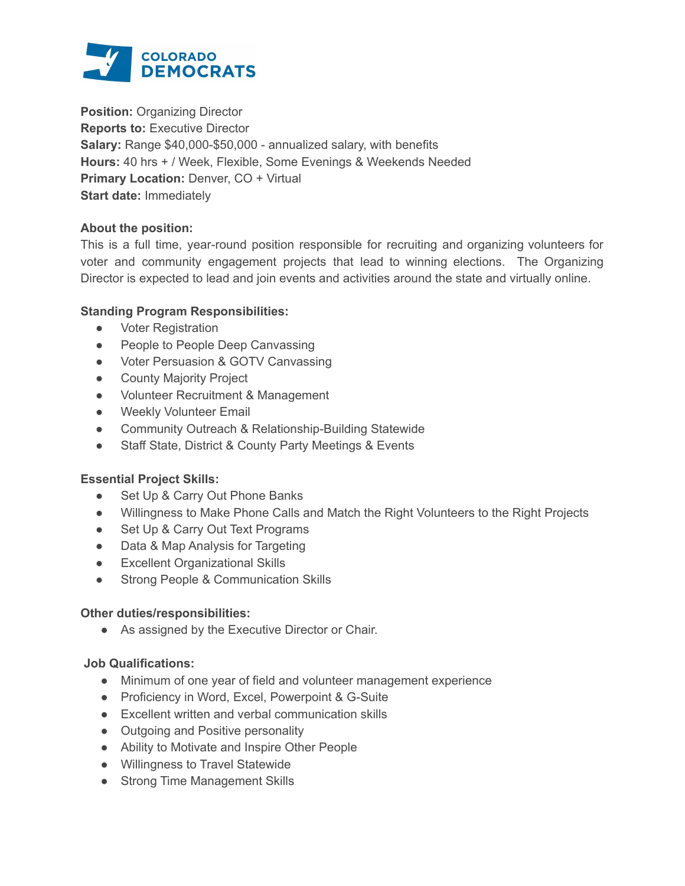COLORADO DEMOCRATS

**Position:** Organizing Director
**Reports to:** Executive Director
**Salary:** Range $40,000-$50,000 - annualized salary, with benefits
**Hours:** 40 hrs + / Week, Flexible, Some Evenings & Weekends Needed
**Primary Location:** Denver, CO + Virtual
**Start date:** Immediately

**About the position:**
This is a full time, year-round position responsible for recruiting and organizing volunteers for voter and community engagement projects that lead to winning elections. The Organizing Director is expected to lead and join events and activities around the state and virtually online.

**Standing Program Responsibilities:**

- Voter Registration
- People to People Deep Canvassing
- Voter Persuasion & GOTV Canvassing
- County Majority Project
- Volunteer Recruitment & Management
- Weekly Volunteer Email
- Community Outreach & Relationship-Building Statewide
- Staff State, District & County Party Meetings & Events

**Essential Project Skills:**

- Set Up & Carry Out Phone Banks
- Willingness to Make Phone Calls and Match the Right Volunteers to the Right Projects
- Set Up & Carry Out Text Programs
- Data & Map Analysis for Targeting
- Excellent Organizational Skills
- Strong People & Communication Skills

**Other duties/responsibilities:**

- As assigned by the Executive Director or Chair.

**Job Qualifications:**

- Minimum of one year of field and volunteer management experience
- Proficiency in Word, Excel, Powerpoint & G-Suite
- Excellent written and verbal communication skills
- Outgoing and Positive personality
- Ability to Motivate and Inspire Other People
- Willingness to Travel Statewide
- Strong Time Management Skills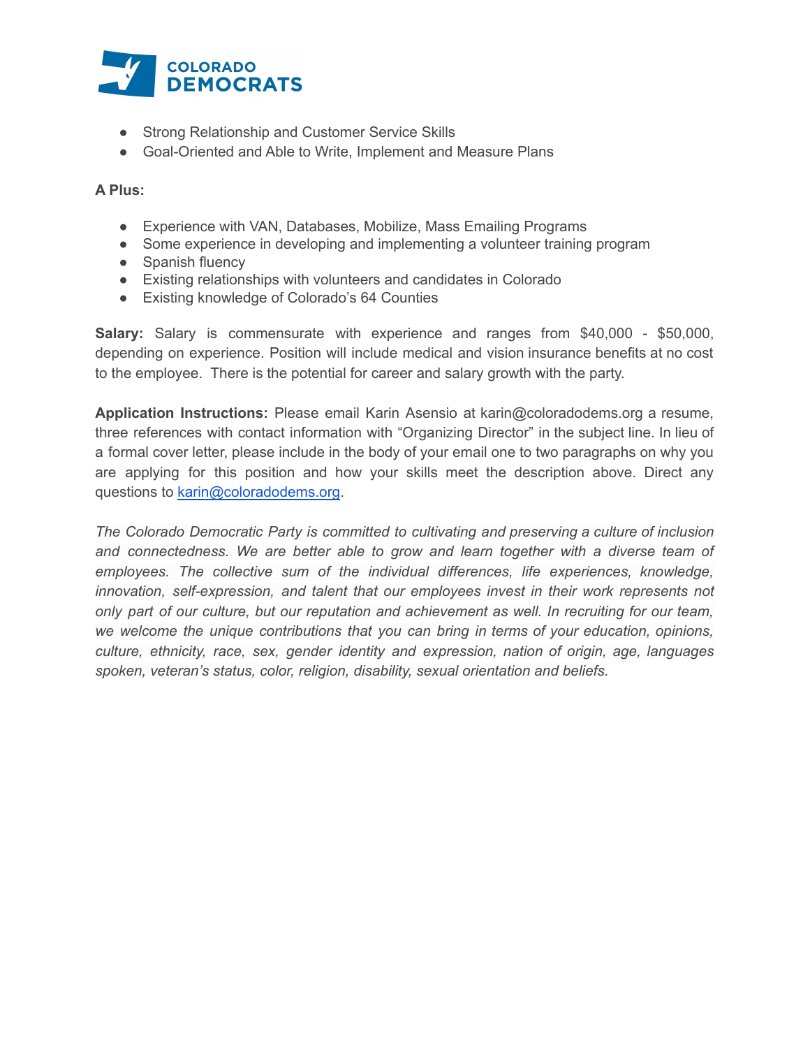- Strong Relationship and Customer Service Skills
- Goal-Oriented and Able to Write, Implement and Measure Plans

**A Plus:**

- Experience with VAN, Databases, Mobilize, Mass Emailing Programs
- Some experience in developing and implementing a volunteer training program
- Spanish fluency
- Existing relationships with volunteers and candidates in Colorado
- Existing knowledge of Colorado's 64 Counties

**Salary:** Salary is commensurate with experience and ranges from $40,000 - $50,000, depending on experience. Position will include medical and vision insurance benefits at no cost to the employee. There is the potential for career and salary growth with the party.

**Application Instructions:** Please email Karin Asensio at karin@coloradodems.org a resume, three references with contact information with "Organizing Director" in the subject line. In lieu of a formal cover letter, please include in the body of your email one to two paragraphs on why you are applying for this position and how your skills meet the description above. Direct any questions to [karin@coloradodems.org](mailto:karin@coloradodems.org).

*The Colorado Democratic Party is committed to cultivating and preserving a culture of inclusion and connectedness. We are better able to grow and learn together with a diverse team of employees. The collective sum of the individual differences, life experiences, knowledge, innovation, self-expression, and talent that our employees invest in their work represents not only part of our culture, but our reputation and achievement as well. In recruiting for our team, we welcome the unique contributions that you can bring in terms of your education, opinions, culture, ethnicity, race, sex, gender identity and expression, nation of origin, age, languages spoken, veteran's status, color, religion, disability, sexual orientation and beliefs.*